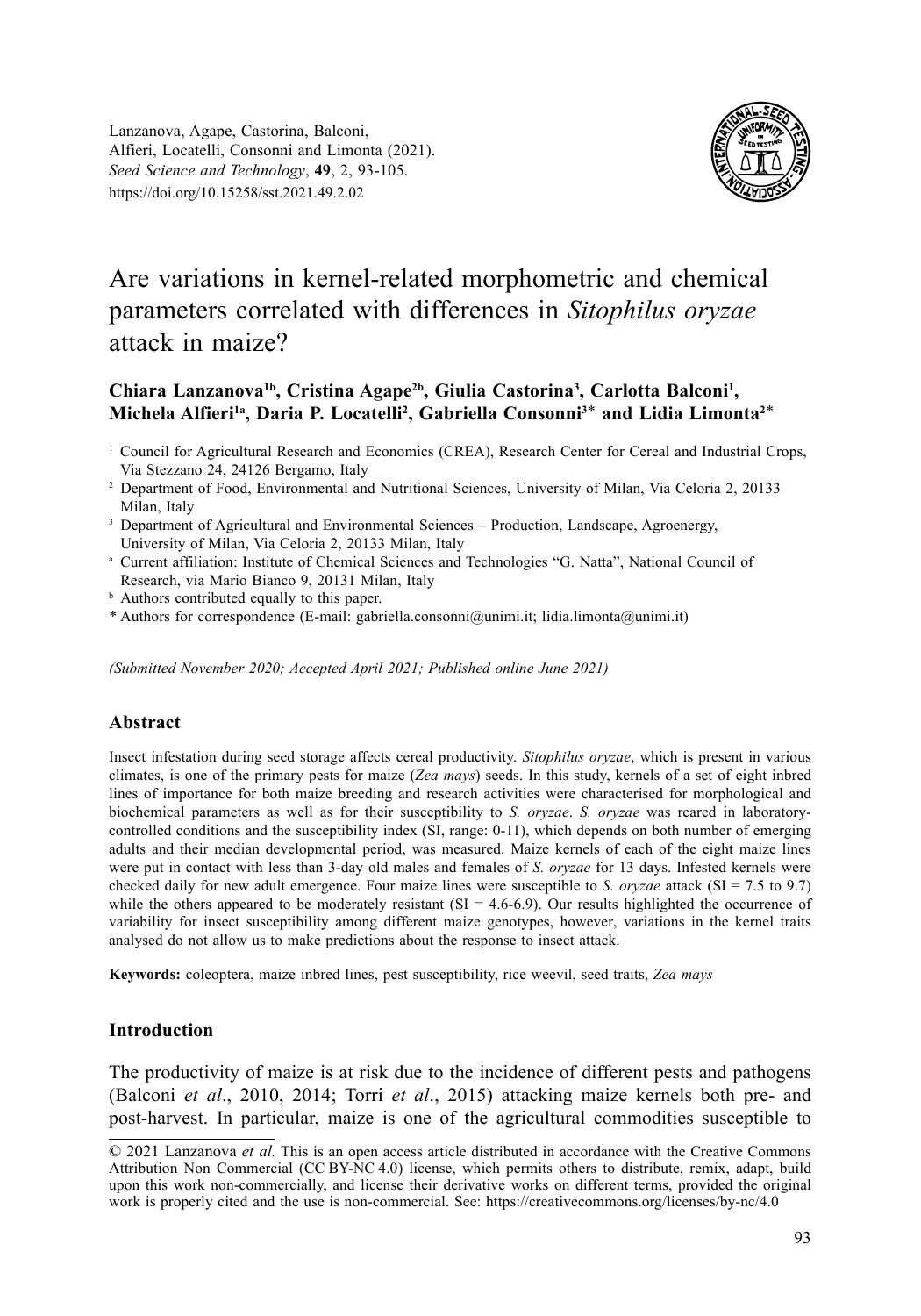Lanzanova, Agape, Castorina, Balconi, Alfieri, Locatelli, Consonni and Limonta (2021). *Seed Science and Technology*, **49**, 2, 93-105. https://doi.org/10.15258/sst.2021.49.2.02

# Are variations in kernel-related morphometric and chemical parameters correlated with differences in *Sitophilus oryzae* attack in maize?

**Chiara Lanzanova[1b], Cristina Agape[2b], Giulia Castorina[3], Carlotta Balconi[1], Michela Alfieri[1a], Daria P. Locatelli[2], Gabriella Consonni[3]* and Lidia Limonta[2]***

[1] Council for Agricultural Research and Economics (CREA), Research Center for Cereal and Industrial Crops, Via Stezzano 24, 24126 Bergamo, Italy

[2] Department of Food, Environmental and Nutritional Sciences, University of Milan, Via Celoria 2, 20133 Milan, Italy

[3] Department of Agricultural and Environmental Sciences – Production, Landscape, Agroenergy, University of Milan, Via Celoria 2, 20133 Milan, Italy

[a] Current affiliation: Institute of Chemical Sciences and Technologies "G. Natta", National Council of Research, via Mario Bianco 9, 20131 Milan, Italy

[b] Authors contributed equally to this paper.

\* Authors for correspondence (E-mail: gabriella.consonni@unimi.it; lidia.limonta@unimi.it)

*(Submitted November 2020; Accepted April 2021; Published online June 2021)*

## Abstract

Insect infestation during seed storage affects cereal productivity. *Sitophilus oryzae*, which is present in various climates, is one of the primary pests for maize (*Zea mays*) seeds. In this study, kernels of a set of eight inbred lines of importance for both maize breeding and research activities were characterised for morphological and biochemical parameters as well as for their susceptibility to *S. oryzae*. *S. oryzae* was reared in laboratory-controlled conditions and the susceptibility index (SI, range: 0-11), which depends on both number of emerging adults and their median developmental period, was measured. Maize kernels of each of the eight maize lines were put in contact with less than 3-day old males and females of *S. oryzae* for 13 days. Infested kernels were checked daily for new adult emergence. Four maize lines were susceptible to *S. oryzae* attack (SI = 7.5 to 9.7) while the others appeared to be moderately resistant (SI = 4.6-6.9). Our results highlighted the occurrence of variability for insect susceptibility among different maize genotypes, however, variations in the kernel traits analysed do not allow us to make predictions about the response to insect attack.

**Keywords:** coleoptera, maize inbred lines, pest susceptibility, rice weevil, seed traits, *Zea mays*

## Introduction

The productivity of maize is at risk due to the incidence of different pests and pathogens (Balconi *et al*., 2010, 2014; Torri *et al*., 2015) attacking maize kernels both pre- and post-harvest. In particular, maize is one of the agricultural commodities susceptible to

© 2021 Lanzanova *et al.* This is an open access article distributed in accordance with the Creative Commons Attribution Non Commercial (CC BY-NC 4.0) license, which permits others to distribute, remix, adapt, build upon this work non-commercially, and license their derivative works on different terms, provided the original work is properly cited and the use is non-commercial. See: https://creativecommons.org/licenses/by-nc/4.0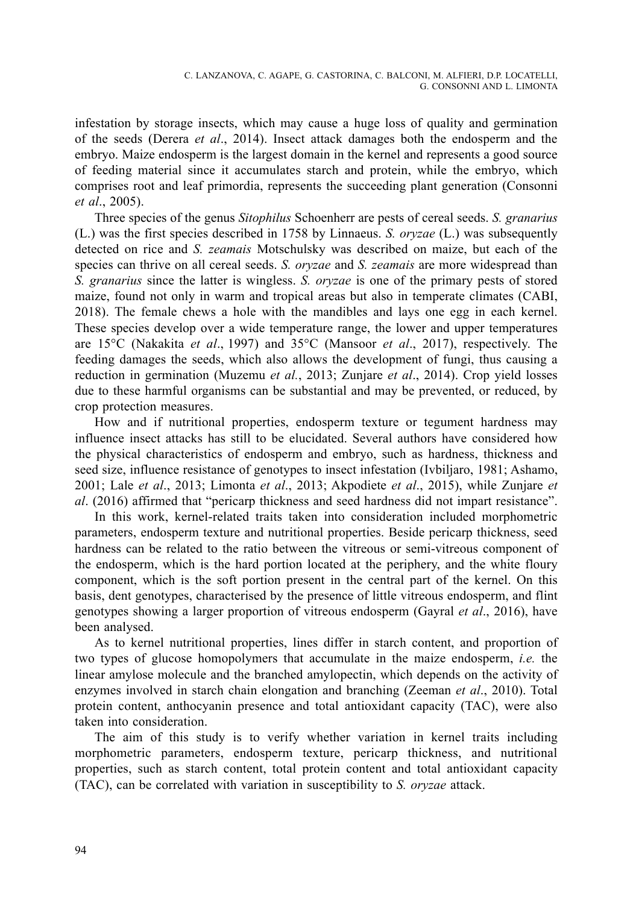infestation by storage insects, which may cause a huge loss of quality and germination of the seeds (Derera *et al*., 2014). Insect attack damages both the endosperm and the embryo. Maize endosperm is the largest domain in the kernel and represents a good source of feeding material since it accumulates starch and protein, while the embryo, which comprises root and leaf primordia, represents the succeeding plant generation (Consonni *et al*., 2005).

Three species of the genus *Sitophilus* Schoenherr are pests of cereal seeds. *S. granarius* (L.) was the first species described in 1758 by Linnaeus. *S. oryzae* (L.) was subsequently detected on rice and *S. zeamais* Motschulsky was described on maize, but each of the species can thrive on all cereal seeds. *S. oryzae* and *S. zeamais* are more widespread than *S. granarius* since the latter is wingless. *S. oryzae* is one of the primary pests of stored maize, found not only in warm and tropical areas but also in temperate climates (CABI, 2018). The female chews a hole with the mandibles and lays one egg in each kernel. These species develop over a wide temperature range, the lower and upper temperatures are 15°C (Nakakita *et al*., 1997) and 35°C (Mansoor *et al*., 2017), respectively. The feeding damages the seeds, which also allows the development of fungi, thus causing a reduction in germination (Muzemu *et al*., 2013; Zunjare *et al*., 2014). Crop yield losses due to these harmful organisms can be substantial and may be prevented, or reduced, by crop protection measures.

How and if nutritional properties, endosperm texture or tegument hardness may influence insect attacks has still to be elucidated. Several authors have considered how the physical characteristics of endosperm and embryo, such as hardness, thickness and seed size, influence resistance of genotypes to insect infestation (Ivbiljaro, 1981; Ashamo, 2001; Lale *et al*., 2013; Limonta *et al*., 2013; Akpodiete *et al*., 2015), while Zunjare *et al*. (2016) affirmed that "pericarp thickness and seed hardness did not impart resistance".

In this work, kernel-related traits taken into consideration included morphometric parameters, endosperm texture and nutritional properties. Beside pericarp thickness, seed hardness can be related to the ratio between the vitreous or semi-vitreous component of the endosperm, which is the hard portion located at the periphery, and the white floury component, which is the soft portion present in the central part of the kernel. On this basis, dent genotypes, characterised by the presence of little vitreous endosperm, and flint genotypes showing a larger proportion of vitreous endosperm (Gayral *et al*., 2016), have been analysed.

As to kernel nutritional properties, lines differ in starch content, and proportion of two types of glucose homopolymers that accumulate in the maize endosperm, *i.e.* the linear amylose molecule and the branched amylopectin, which depends on the activity of enzymes involved in starch chain elongation and branching (Zeeman *et al*., 2010). Total protein content, anthocyanin presence and total antioxidant capacity (TAC), were also taken into consideration.

The aim of this study is to verify whether variation in kernel traits including morphometric parameters, endosperm texture, pericarp thickness, and nutritional properties, such as starch content, total protein content and total antioxidant capacity (TAC), can be correlated with variation in susceptibility to *S. oryzae* attack.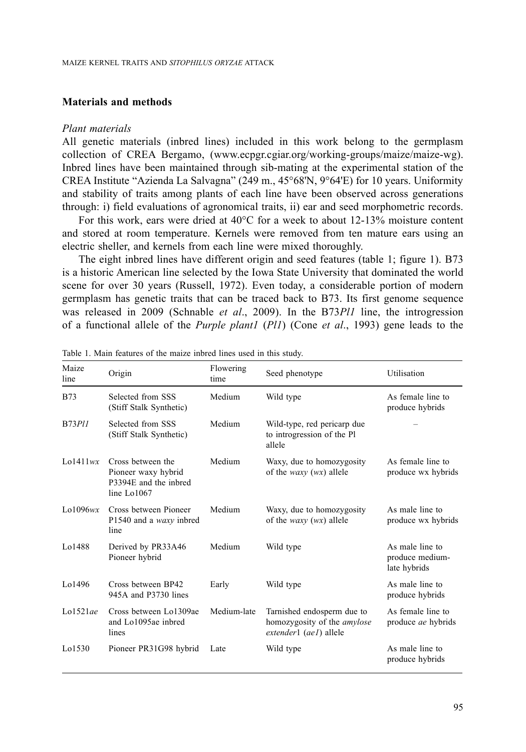## Materials and methods

### *Plant materials*

All genetic materials (inbred lines) included in this work belong to the germplasm collection of CREA Bergamo, (www.ecpgr.cgiar.org/working-groups/maize/maize-wg). Inbred lines have been maintained through sib-mating at the experimental station of the CREA Institute "Azienda La Salvagna" (249 m., 45°68'N, 9°64'E) for 10 years. Uniformity and stability of traits among plants of each line have been observed across generations through: i) field evaluations of agronomical traits, ii) ear and seed morphometric records.

For this work, ears were dried at 40°C for a week to about 12-13% moisture content and stored at room temperature. Kernels were removed from ten mature ears using an electric sheller, and kernels from each line were mixed thoroughly.

The eight inbred lines have different origin and seed features (table 1; figure 1). B73 is a historic American line selected by the Iowa State University that dominated the world scene for over 30 years (Russell, 1972). Even today, a considerable portion of modern germplasm has genetic traits that can be traced back to B73. Its first genome sequence was released in 2009 (Schnable *et al*., 2009). In the B73*Pl1* line, the introgression of a functional allele of the *Purple plant1* (*Pl1*) (Cone *et al*., 1993) gene leads to the

Table 1. Main features of the maize inbred lines used in this study.

| Maize line | Origin | Flowering time | Seed phenotype | Utilisation |
|---|---|---|---|---|
| B73 | Selected from SSS (Stiff Stalk Synthetic) | Medium | Wild type | As female line to produce hybrids |
| B73*Pl1* | Selected from SSS (Stiff Stalk Synthetic) | Medium | Wild-type, red pericarp due to introgression of the Pl allele | – |
| Lo1411*wx* | Cross between the Pioneer waxy hybrid P3394E and the inbred line Lo1067 | Medium | Waxy, due to homozygosity of the *waxy* (*wx*) allele | As female line to produce wx hybrids |
| Lo1096*wx* | Cross between Pioneer P1540 and a *waxy* inbred line | Medium | Waxy, due to homozygosity of the *waxy* (*wx*) allele | As male line to produce wx hybrids |
| Lo1488 | Derived by PR33A46 Pioneer hybrid | Medium | Wild type | As male line to produce medium-late hybrids |
| Lo1496 | Cross between BP42 945A and P3730 lines | Early | Wild type | As male line to produce hybrids |
| Lo1521*ae* | Cross between Lo1309ae and Lo1095ae inbred lines | Medium-late | Tarnished endosperm due to homozygosity of the *amylose extender*1 (*ae1*) allele | As female line to produce *ae* hybrids |
| Lo1530 | Pioneer PR31G98 hybrid | Late | Wild type | As male line to produce hybrids |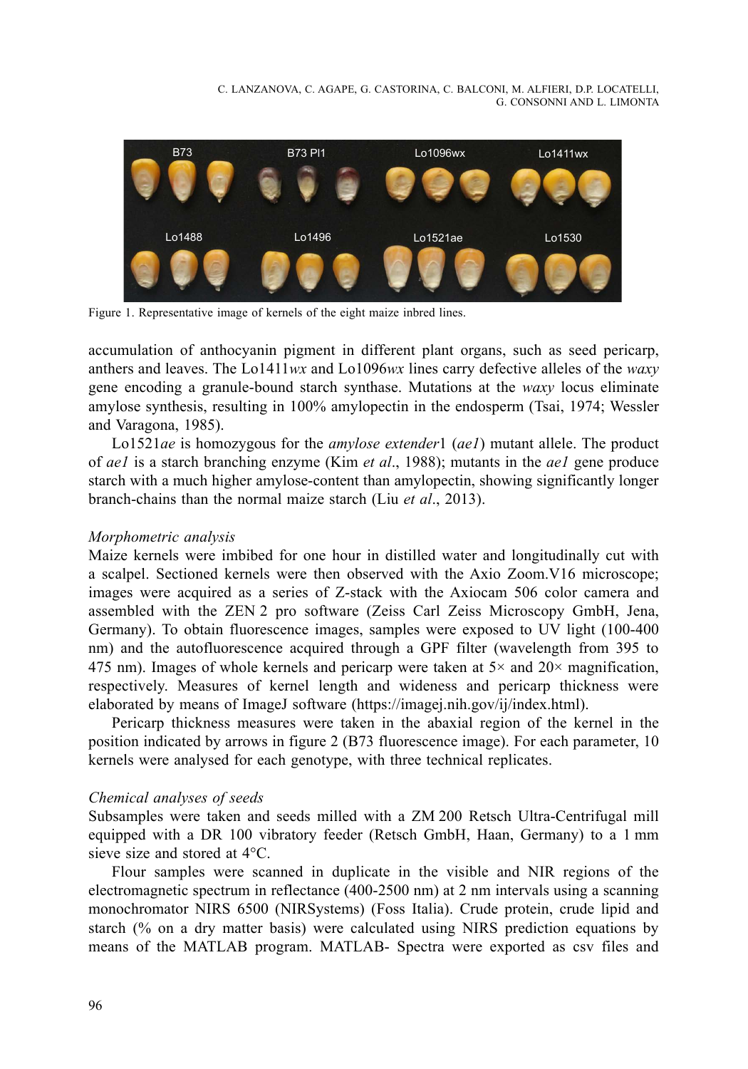Figure 1. Representative image of kernels of the eight maize inbred lines.

accumulation of anthocyanin pigment in different plant organs, such as seed pericarp, anthers and leaves. The Lo1411*wx* and Lo1096*wx* lines carry defective alleles of the *waxy* gene encoding a granule-bound starch synthase. Mutations at the *waxy* locus eliminate amylose synthesis, resulting in 100% amylopectin in the endosperm (Tsai, 1974; Wessler and Varagona, 1985).

Lo1521*ae* is homozygous for the *amylose extender*1 (*ae1*) mutant allele. The product of *ae1* is a starch branching enzyme (Kim *et al*., 1988); mutants in the *ae1* gene produce starch with a much higher amylose-content than amylopectin, showing significantly longer branch-chains than the normal maize starch (Liu *et al*., 2013).

*Morphometric analysis*

Maize kernels were imbibed for one hour in distilled water and longitudinally cut with a scalpel. Sectioned kernels were then observed with the Axio Zoom.V16 microscope; images were acquired as a series of Z-stack with the Axiocam 506 color camera and assembled with the ZEN 2 pro software (Zeiss Carl Zeiss Microscopy GmbH, Jena, Germany). To obtain fluorescence images, samples were exposed to UV light (100-400 nm) and the autofluorescence acquired through a GPF filter (wavelength from 395 to 475 nm). Images of whole kernels and pericarp were taken at 5× and 20× magnification, respectively. Measures of kernel length and wideness and pericarp thickness were elaborated by means of ImageJ software (https://imagej.nih.gov/ij/index.html).

Pericarp thickness measures were taken in the abaxial region of the kernel in the position indicated by arrows in figure 2 (B73 fluorescence image). For each parameter, 10 kernels were analysed for each genotype, with three technical replicates.

*Chemical analyses of seeds*

Subsamples were taken and seeds milled with a ZM 200 Retsch Ultra-Centrifugal mill equipped with a DR 100 vibratory feeder (Retsch GmbH, Haan, Germany) to a 1 mm sieve size and stored at 4°C.

Flour samples were scanned in duplicate in the visible and NIR regions of the electromagnetic spectrum in reflectance (400-2500 nm) at 2 nm intervals using a scanning monochromator NIRS 6500 (NIRSystems) (Foss Italia). Crude protein, crude lipid and starch (% on a dry matter basis) were calculated using NIRS prediction equations by means of the MATLAB program. MATLAB- Spectra were exported as csv files and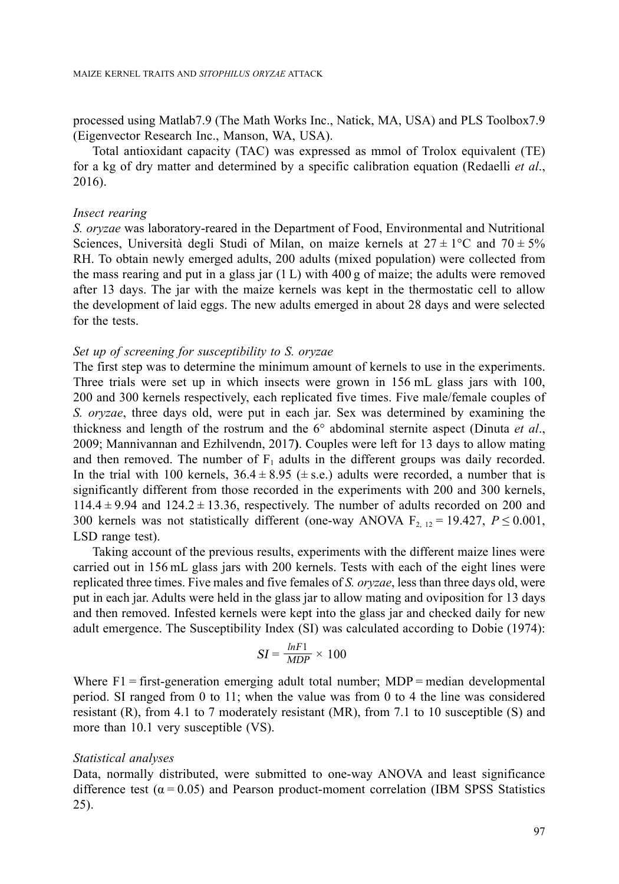processed using Matlab7.9 (The Math Works Inc., Natick, MA, USA) and PLS Toolbox7.9 (Eigenvector Research Inc., Manson, WA, USA).

Total antioxidant capacity (TAC) was expressed as mmol of Trolox equivalent (TE) for a kg of dry matter and determined by a specific calibration equation (Redaelli *et al*., 2016).

*Insect rearing*

*S. oryzae* was laboratory-reared in the Department of Food, Environmental and Nutritional Sciences, Università degli Studi of Milan, on maize kernels at 27 ± 1°C and 70 ± 5% RH. To obtain newly emerged adults, 200 adults (mixed population) were collected from the mass rearing and put in a glass jar (1 L) with 400 g of maize; the adults were removed after 13 days. The jar with the maize kernels was kept in the thermostatic cell to allow the development of laid eggs. The new adults emerged in about 28 days and were selected for the tests.

*Set up of screening for susceptibility to S. oryzae*

The first step was to determine the minimum amount of kernels to use in the experiments. Three trials were set up in which insects were grown in 156 mL glass jars with 100, 200 and 300 kernels respectively, each replicated five times. Five male/female couples of *S. oryzae*, three days old, were put in each jar. Sex was determined by examining the thickness and length of the rostrum and the 6° abdominal sternite aspect (Dinuta *et al*., 2009; Mannivannan and Ezhilvendn, 2017**)**. Couples were left for 13 days to allow mating and then removed. The number of $F_1$ adults in the different groups was daily recorded. In the trial with 100 kernels, 36.4 ± 8.95 (± s.e.) adults were recorded, a number that is significantly different from those recorded in the experiments with 200 and 300 kernels, 114.4 ± 9.94 and 124.2 ± 13.36, respectively. The number of adults recorded on 200 and 300 kernels was not statistically different (one-way ANOVA $F_{2,\ 12} = 19.427$, $P \leq 0.001$, LSD range test).

Taking account of the previous results, experiments with the different maize lines were carried out in 156 mL glass jars with 200 kernels. Tests with each of the eight lines were replicated three times. Five males and five females of *S. oryzae*, less than three days old, were put in each jar. Adults were held in the glass jar to allow mating and oviposition for 13 days and then removed. Infested kernels were kept into the glass jar and checked daily for new adult emergence. The Susceptibility Index (SI) was calculated according to Dobie (1974):

$$SI = \frac{lnF1}{MDP} \times 100$$

Where F1 = first-generation emerging adult total number; MDP = median developmental period. SI ranged from 0 to 11; when the value was from 0 to 4 the line was considered resistant (R), from 4.1 to 7 moderately resistant (MR), from 7.1 to 10 susceptible (S) and more than 10.1 very susceptible (VS).

*Statistical analyses*

Data, normally distributed, were submitted to one-way ANOVA and least significance difference test ($\alpha = 0.05$) and Pearson product-moment correlation (IBM SPSS Statistics 25).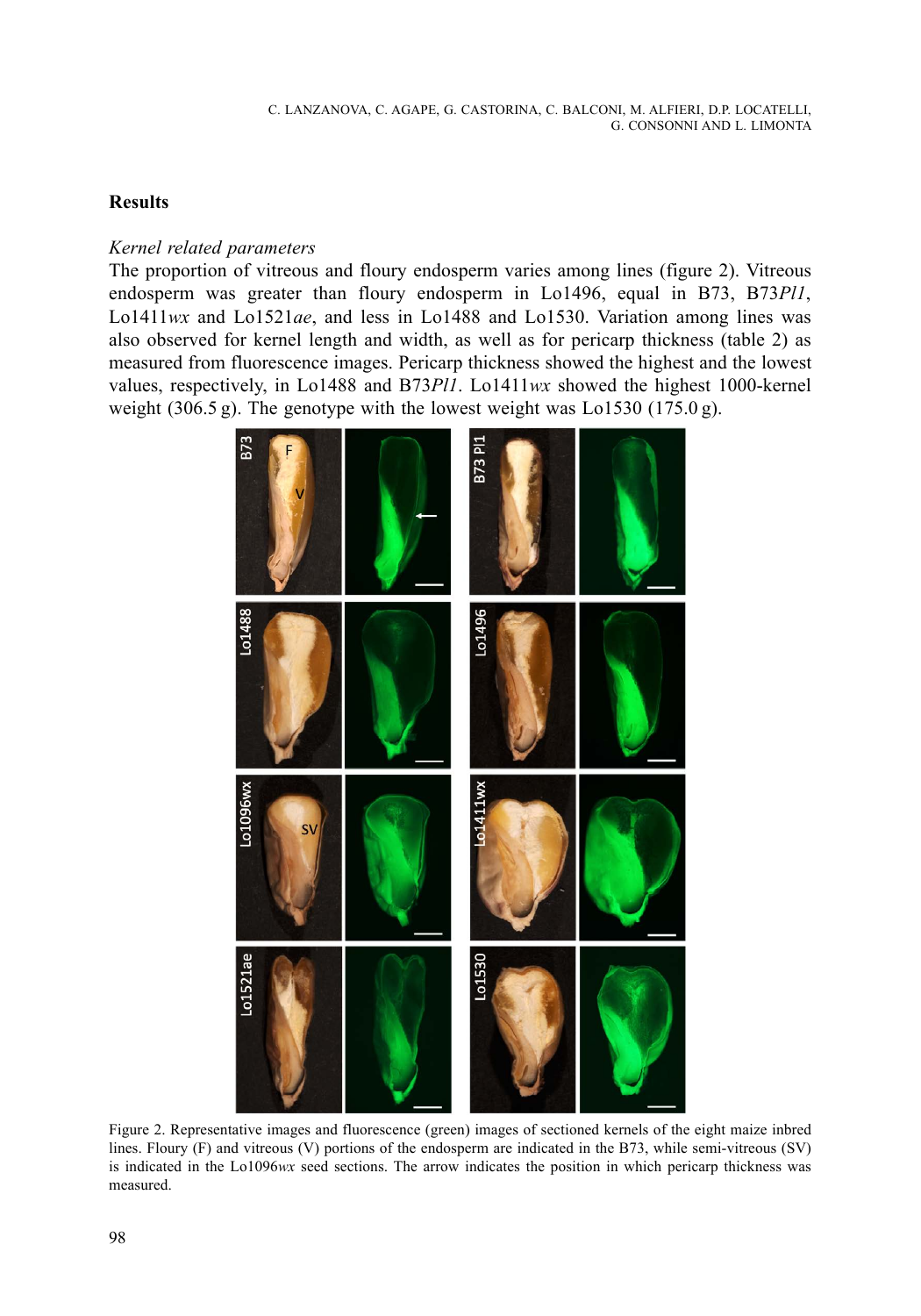## Results

### *Kernel related parameters*

The proportion of vitreous and floury endosperm varies among lines (figure 2). Vitreous endosperm was greater than floury endosperm in Lo1496, equal in B73, B73*Pl1*, Lo1411*wx* and Lo1521*ae*, and less in Lo1488 and Lo1530. Variation among lines was also observed for kernel length and width, as well as for pericarp thickness (table 2) as measured from fluorescence images. Pericarp thickness showed the highest and the lowest values, respectively, in Lo1488 and B73*Pl1*. Lo1411*wx* showed the highest 1000-kernel weight (306.5 g). The genotype with the lowest weight was Lo1530 (175.0 g).

Figure 2. Representative images and fluorescence (green) images of sectioned kernels of the eight maize inbred lines. Floury (F) and vitreous (V) portions of the endosperm are indicated in the B73, while semi-vitreous (SV) is indicated in the Lo1096*wx* seed sections. The arrow indicates the position in which pericarp thickness was measured.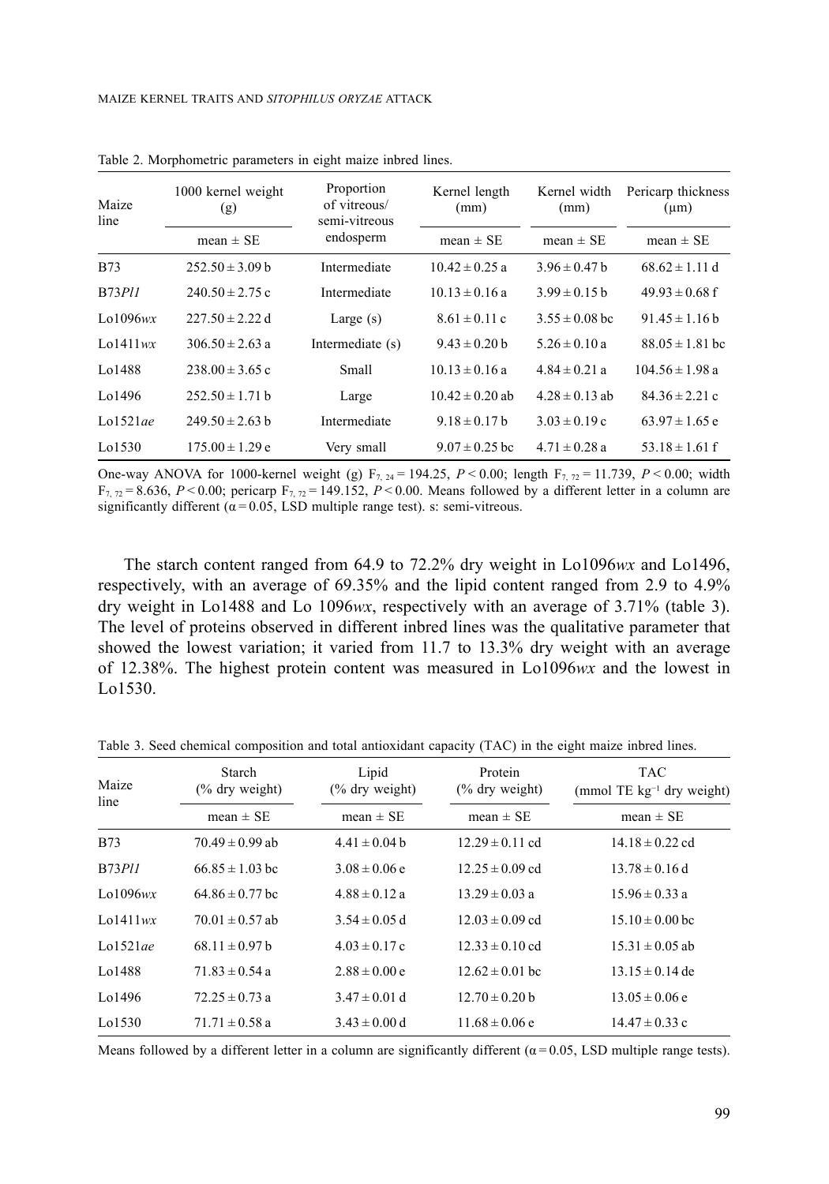Table 2. Morphometric parameters in eight maize inbred lines.

| Maize line | 1000 kernel weight (g) | Proportion of vitreous/ semi-vitreous endosperm | Kernel length (mm) | Kernel width (mm) | Pericarp thickness (μm) |
|---|---|---|---|---|---|
| | mean ± SE | | mean ± SE | mean ± SE | mean ± SE |
| B73 | 252.50 ± 3.09 b | Intermediate | 10.42 ± 0.25 a | 3.96 ± 0.47 b | 68.62 ± 1.11 d |
| B73*Pl1* | 240.50 ± 2.75 c | Intermediate | 10.13 ± 0.16 a | 3.99 ± 0.15 b | 49.93 ± 0.68 f |
| Lo1096*wx* | 227.50 ± 2.22 d | Large (s) | 8.61 ± 0.11 c | 3.55 ± 0.08 bc | 91.45 ± 1.16 b |
| Lo1411*wx* | 306.50 ± 2.63 a | Intermediate (s) | 9.43 ± 0.20 b | 5.26 ± 0.10 a | 88.05 ± 1.81 bc |
| Lo1488 | 238.00 ± 3.65 c | Small | 10.13 ± 0.16 a | 4.84 ± 0.21 a | 104.56 ± 1.98 a |
| Lo1496 | 252.50 ± 1.71 b | Large | 10.42 ± 0.20 ab | 4.28 ± 0.13 ab | 84.36 ± 2.21 c |
| Lo1521*ae* | 249.50 ± 2.63 b | Intermediate | 9.18 ± 0.17 b | 3.03 ± 0.19 c | 63.97 ± 1.65 e |
| Lo1530 | 175.00 ± 1.29 e | Very small | 9.07 ± 0.25 bc | 4.71 ± 0.28 a | 53.18 ± 1.61 f |

One-way ANOVA for 1000-kernel weight (g) $F_{7,\,24} = 194.25$, $P < 0.00$; length $F_{7,\,72} = 11.739$, $P < 0.00$; width $F_{7,\,72} = 8.636$, $P < 0.00$; pericarp $F_{7,\,72} = 149.152$, $P < 0.00$. Means followed by a different letter in a column are significantly different ($\alpha = 0.05$, LSD multiple range test). s: semi-vitreous.

The starch content ranged from 64.9 to 72.2% dry weight in Lo1096*wx* and Lo1496, respectively, with an average of 69.35% and the lipid content ranged from 2.9 to 4.9% dry weight in Lo1488 and Lo 1096*wx*, respectively with an average of 3.71% (table 3). The level of proteins observed in different inbred lines was the qualitative parameter that showed the lowest variation; it varied from 11.7 to 13.3% dry weight with an average of 12.38%. The highest protein content was measured in Lo1096*wx* and the lowest in Lo1530.

Table 3. Seed chemical composition and total antioxidant capacity (TAC) in the eight maize inbred lines.

| Maize line | Starch (% dry weight) | Lipid (% dry weight) | Protein (% dry weight) | TAC (mmol TE $kg^{-1}$ dry weight) |
|---|---|---|---|---|
| | mean ± SE | mean ± SE | mean ± SE | mean ± SE |
| B73 | 70.49 ± 0.99 ab | 4.41 ± 0.04 b | 12.29 ± 0.11 cd | 14.18 ± 0.22 cd |
| B73*Pl1* | 66.85 ± 1.03 bc | 3.08 ± 0.06 e | 12.25 ± 0.09 cd | 13.78 ± 0.16 d |
| Lo1096*wx* | 64.86 ± 0.77 bc | 4.88 ± 0.12 a | 13.29 ± 0.03 a | 15.96 ± 0.33 a |
| Lo1411*wx* | 70.01 ± 0.57 ab | 3.54 ± 0.05 d | 12.03 ± 0.09 cd | 15.10 ± 0.00 bc |
| Lo1521*ae* | 68.11 ± 0.97 b | 4.03 ± 0.17 c | 12.33 ± 0.10 cd | 15.31 ± 0.05 ab |
| Lo1488 | 71.83 ± 0.54 a | 2.88 ± 0.00 e | 12.62 ± 0.01 bc | 13.15 ± 0.14 de |
| Lo1496 | 72.25 ± 0.73 a | 3.47 ± 0.01 d | 12.70 ± 0.20 b | 13.05 ± 0.06 e |
| Lo1530 | 71.71 ± 0.58 a | 3.43 ± 0.00 d | 11.68 ± 0.06 e | 14.47 ± 0.33 c |

Means followed by a different letter in a column are significantly different ($\alpha = 0.05$, LSD multiple range tests).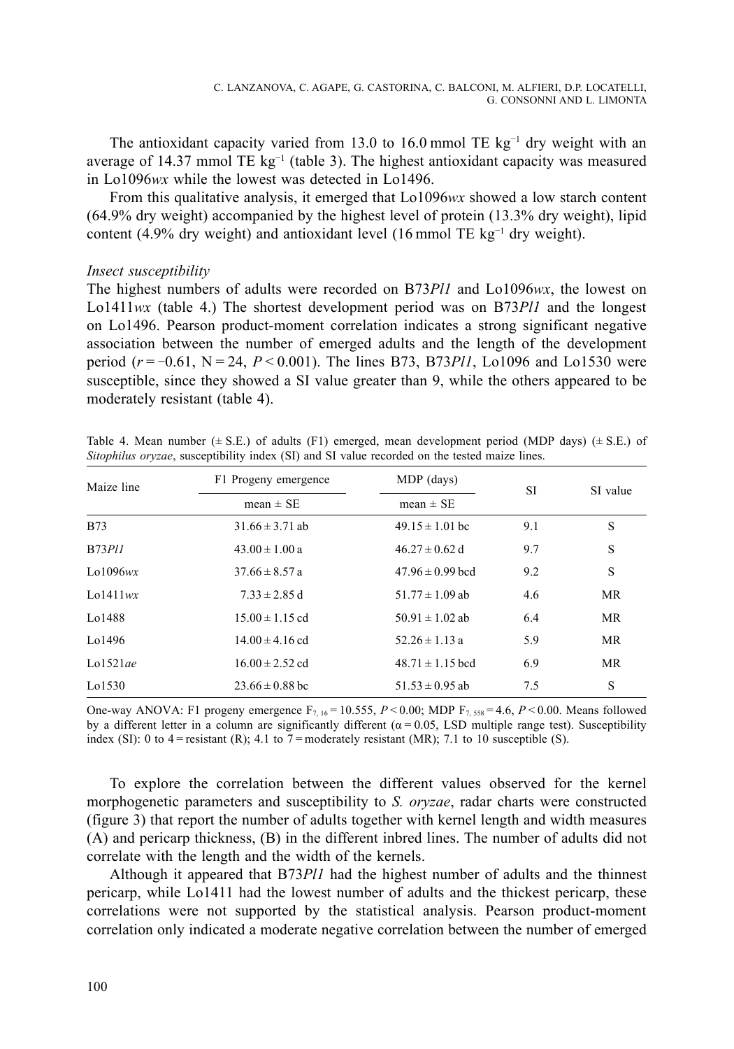The antioxidant capacity varied from 13.0 to 16.0 mmol TE $kg^{-1}$ dry weight with an average of 14.37 mmol TE $kg^{-1}$ (table 3). The highest antioxidant capacity was measured in Lo1096*wx* while the lowest was detected in Lo1496.

From this qualitative analysis, it emerged that Lo1096*wx* showed a low starch content (64.9% dry weight) accompanied by the highest level of protein (13.3% dry weight), lipid content (4.9% dry weight) and antioxidant level (16 mmol TE $kg^{-1}$ dry weight).

*Insect susceptibility*

The highest numbers of adults were recorded on B73*Pl1* and Lo1096*wx*, the lowest on Lo1411*wx* (table 4.) The shortest development period was on B73*Pl1* and the longest on Lo1496. Pearson product-moment correlation indicates a strong significant negative association between the number of emerged adults and the length of the development period ($r = -0.61$, N = 24, $P < 0.001$). The lines B73, B73*Pl1*, Lo1096 and Lo1530 were susceptible, since they showed a SI value greater than 9, while the others appeared to be moderately resistant (table 4).

Table 4. Mean number (± S.E.) of adults (F1) emerged, mean development period (MDP days) (± S.E.) of *Sitophilus oryzae*, susceptibility index (SI) and SI value recorded on the tested maize lines.

| Maize line | F1 Progeny emergence | MDP (days) | SI | SI value |
|---|---|---|---|---|
| | mean ± SE | mean ± SE | | |
| B73 | 31.66 ± 3.71 ab | 49.15 ± 1.01 bc | 9.1 | S |
| B73*Pl1* | 43.00 ± 1.00 a | 46.27 ± 0.62 d | 9.7 | S |
| Lo1096*wx* | 37.66 ± 8.57 a | 47.96 ± 0.99 bcd | 9.2 | S |
| Lo1411*wx* | 7.33 ± 2.85 d | 51.77 ± 1.09 ab | 4.6 | MR |
| Lo1488 | 15.00 ± 1.15 cd | 50.91 ± 1.02 ab | 6.4 | MR |
| Lo1496 | 14.00 ± 4.16 cd | 52.26 ± 1.13 a | 5.9 | MR |
| Lo1521*ae* | 16.00 ± 2.52 cd | 48.71 ± 1.15 bcd | 6.9 | MR |
| Lo1530 | 23.66 ± 0.88 bc | 51.53 ± 0.95 ab | 7.5 | S |

One-way ANOVA: F1 progeny emergence $F_{7,16} = 10.555$, $P < 0.00$; MDP $F_{7,558} = 4.6$, $P < 0.00$. Means followed by a different letter in a column are significantly different ($\alpha = 0.05$, LSD multiple range test). Susceptibility index (SI): 0 to 4 = resistant (R); 4.1 to 7 = moderately resistant (MR); 7.1 to 10 susceptible (S).

To explore the correlation between the different values observed for the kernel morphogenetic parameters and susceptibility to *S. oryzae*, radar charts were constructed (figure 3) that report the number of adults together with kernel length and width measures (A) and pericarp thickness, (B) in the different inbred lines. The number of adults did not correlate with the length and the width of the kernels.

Although it appeared that B73*Pl1* had the highest number of adults and the thinnest pericarp, while Lo1411 had the lowest number of adults and the thickest pericarp, these correlations were not supported by the statistical analysis. Pearson product-moment correlation only indicated a moderate negative correlation between the number of emerged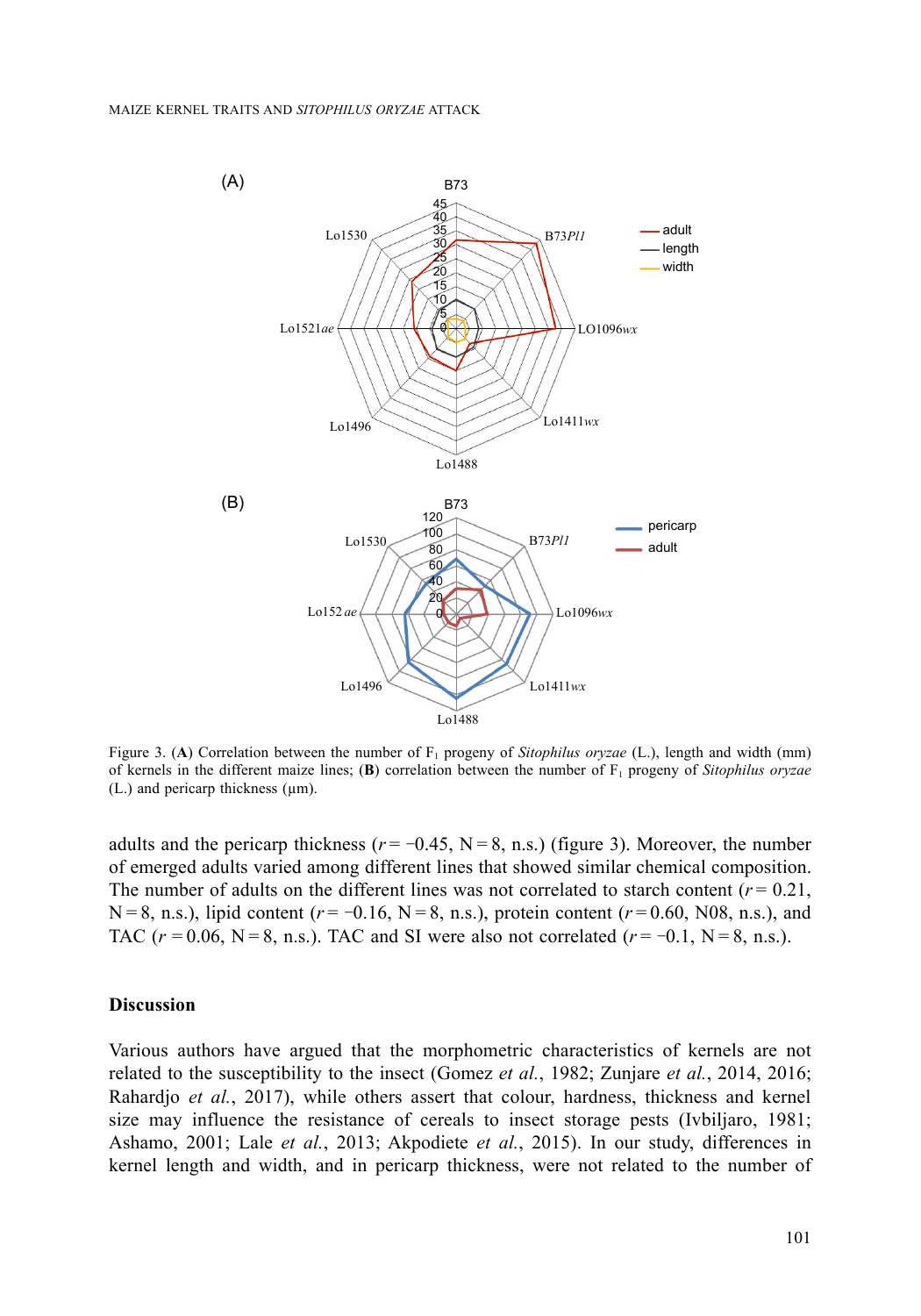Figure 3. (**A**) Correlation between the number of $F_1$ progeny of *Sitophilus oryzae* (L.), length and width (mm) of kernels in the different maize lines; (**B**) correlation between the number of $F_1$ progeny of *Sitophilus oryzae* (L.) and pericarp thickness (μm).

adults and the pericarp thickness ($r = -0.45$, N = 8, n.s.) (figure 3). Moreover, the number of emerged adults varied among different lines that showed similar chemical composition. The number of adults on the different lines was not correlated to starch content ($r = 0.21$, N = 8, n.s.), lipid content ($r = -0.16$, N = 8, n.s.), protein content ($r = 0.60$, N08, n.s.), and TAC ($r = 0.06$, N = 8, n.s.). TAC and SI were also not correlated ($r = -0.1$, N = 8, n.s.).

## Discussion

Various authors have argued that the morphometric characteristics of kernels are not related to the susceptibility to the insect (Gomez *et al.*, 1982; Zunjare *et al.*, 2014, 2016; Rahardjo *et al.*, 2017), while others assert that colour, hardness, thickness and kernel size may influence the resistance of cereals to insect storage pests (Ivbiljaro, 1981; Ashamo, 2001; Lale *et al.*, 2013; Akpodiete *et al.*, 2015). In our study, differences in kernel length and width, and in pericarp thickness, were not related to the number of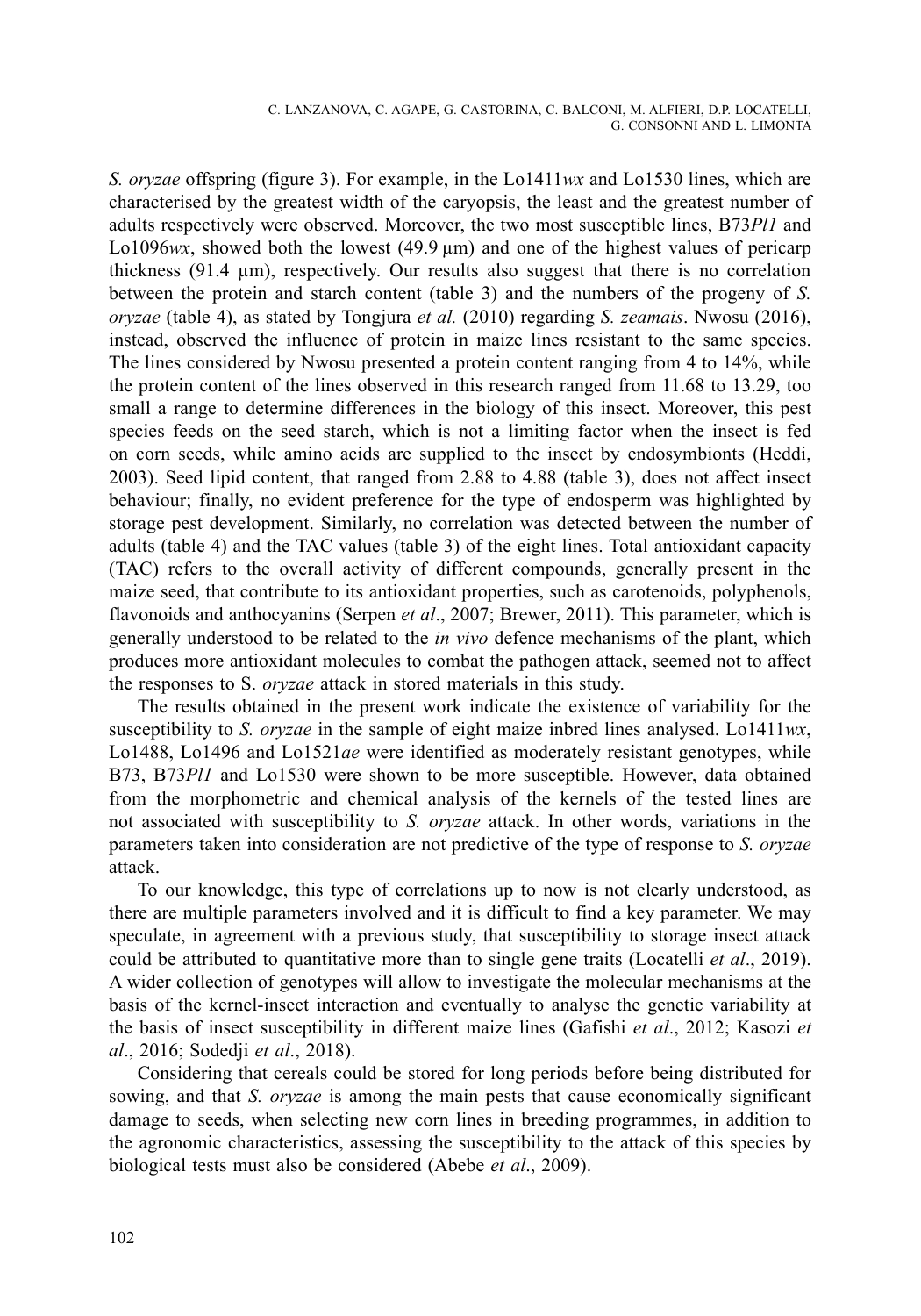*S. oryzae* offspring (figure 3). For example, in the Lo1411*wx* and Lo1530 lines, which are characterised by the greatest width of the caryopsis, the least and the greatest number of adults respectively were observed. Moreover, the two most susceptible lines, B73*Pl1* and Lo1096*wx*, showed both the lowest (49.9 µm) and one of the highest values of pericarp thickness (91.4 µm), respectively. Our results also suggest that there is no correlation between the protein and starch content (table 3) and the numbers of the progeny of *S. oryzae* (table 4), as stated by Tongjura *et al.* (2010) regarding *S. zeamais*. Nwosu (2016), instead, observed the influence of protein in maize lines resistant to the same species. The lines considered by Nwosu presented a protein content ranging from 4 to 14%, while the protein content of the lines observed in this research ranged from 11.68 to 13.29, too small a range to determine differences in the biology of this insect. Moreover, this pest species feeds on the seed starch, which is not a limiting factor when the insect is fed on corn seeds, while amino acids are supplied to the insect by endosymbionts (Heddi, 2003). Seed lipid content, that ranged from 2.88 to 4.88 (table 3), does not affect insect behaviour; finally, no evident preference for the type of endosperm was highlighted by storage pest development. Similarly, no correlation was detected between the number of adults (table 4) and the TAC values (table 3) of the eight lines. Total antioxidant capacity (TAC) refers to the overall activity of different compounds, generally present in the maize seed, that contribute to its antioxidant properties, such as carotenoids, polyphenols, flavonoids and anthocyanins (Serpen *et al*., 2007; Brewer, 2011). This parameter, which is generally understood to be related to the *in vivo* defence mechanisms of the plant, which produces more antioxidant molecules to combat the pathogen attack, seemed not to affect the responses to S. *oryzae* attack in stored materials in this study.

The results obtained in the present work indicate the existence of variability for the susceptibility to *S. oryzae* in the sample of eight maize inbred lines analysed. Lo1411*wx*, Lo1488, Lo1496 and Lo1521*ae* were identified as moderately resistant genotypes, while B73, B73*Pl1* and Lo1530 were shown to be more susceptible. However, data obtained from the morphometric and chemical analysis of the kernels of the tested lines are not associated with susceptibility to *S. oryzae* attack. In other words, variations in the parameters taken into consideration are not predictive of the type of response to *S. oryzae* attack.

To our knowledge, this type of correlations up to now is not clearly understood, as there are multiple parameters involved and it is difficult to find a key parameter. We may speculate, in agreement with a previous study, that susceptibility to storage insect attack could be attributed to quantitative more than to single gene traits (Locatelli *et al*., 2019). A wider collection of genotypes will allow to investigate the molecular mechanisms at the basis of the kernel-insect interaction and eventually to analyse the genetic variability at the basis of insect susceptibility in different maize lines (Gafishi *et al*., 2012; Kasozi *et al*., 2016; Sodedji *et al*., 2018).

Considering that cereals could be stored for long periods before being distributed for sowing, and that *S. oryzae* is among the main pests that cause economically significant damage to seeds, when selecting new corn lines in breeding programmes, in addition to the agronomic characteristics, assessing the susceptibility to the attack of this species by biological tests must also be considered (Abebe *et al*., 2009).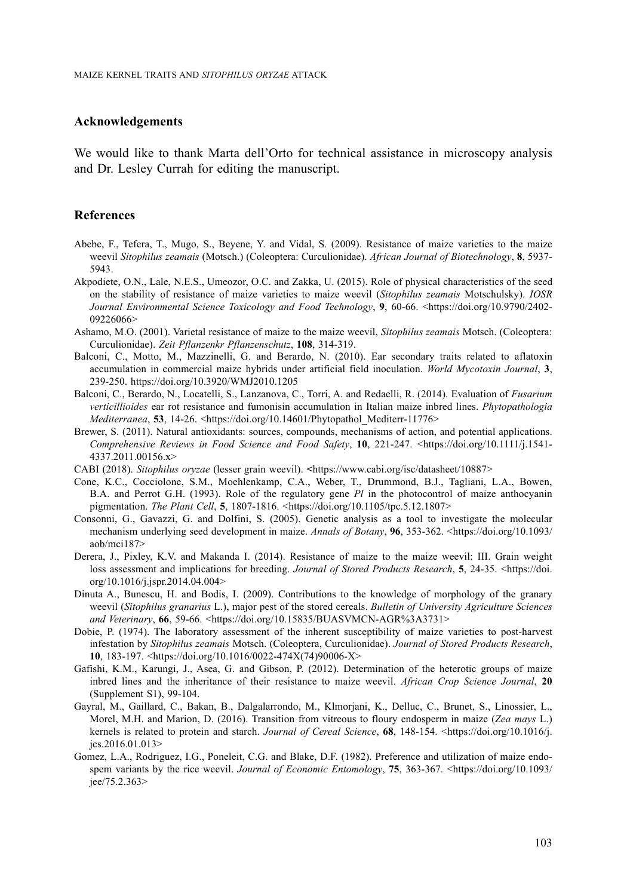## Acknowledgements

We would like to thank Marta dell'Orto for technical assistance in microscopy analysis and Dr. Lesley Currah for editing the manuscript.

## References

Abebe, F., Tefera, T., Mugo, S., Beyene, Y. and Vidal, S. (2009). Resistance of maize varieties to the maize weevil *Sitophilus zeamais* (Motsch.) (Coleoptera: Curculionidae). *African Journal of Biotechnology*, **8**, 5937-5943.

Akpodiete, O.N., Lale, N.E.S., Umeozor, O.C. and Zakka, U. (2015). Role of physical characteristics of the seed on the stability of resistance of maize varieties to maize weevil (*Sitophilus zeamais* Motschulsky). *IOSR Journal Environmental Science Toxicology and Food Technology*, **9**, 60-66. <https://doi.org/10.9790/2402-09226066>

Ashamo, M.O. (2001). Varietal resistance of maize to the maize weevil, *Sitophilus zeamais* Motsch. (Coleoptera: Curculionidae). *Zeit Pflanzenkr Pflanzenschutz*, **108**, 314-319.

Balconi, C., Motto, M., Mazzinelli, G. and Berardo, N. (2010). Ear secondary traits related to aflatoxin accumulation in commercial maize hybrids under artificial field inoculation. *World Mycotoxin Journal*, **3**, 239-250. https://doi.org/10.3920/WMJ2010.1205

Balconi, C., Berardo, N., Locatelli, S., Lanzanova, C., Torri, A. and Redaelli, R. (2014). Evaluation of *Fusarium verticillioides* ear rot resistance and fumonisin accumulation in Italian maize inbred lines. *Phytopathologia Mediterranea*, **53**, 14-26. <https://doi.org/10.14601/Phytopathol_Mediterr-11776>

Brewer, S. (2011). Natural antioxidants: sources, compounds, mechanisms of action, and potential applications. *Comprehensive Reviews in Food Science and Food Safety*, **10**, 221-247. <https://doi.org/10.1111/j.1541-4337.2011.00156.x>

CABI (2018). *Sitophilus oryzae* (lesser grain weevil). <https://www.cabi.org/isc/datasheet/10887>

Cone, K.C., Cocciolone, S.M., Moehlenkamp, C.A., Weber, T., Drummond, B.J., Tagliani, L.A., Bowen, B.A. and Perrot G.H. (1993). Role of the regulatory gene *Pl* in the photocontrol of maize anthocyanin pigmentation. *The Plant Cell*, **5**, 1807-1816. <https://doi.org/10.1105/tpc.5.12.1807>

Consonni, G., Gavazzi, G. and Dolfini, S. (2005). Genetic analysis as a tool to investigate the molecular mechanism underlying seed development in maize. *Annals of Botany*, **96**, 353-362. <https://doi.org/10.1093/aob/mci187>

Derera, J., Pixley, K.V. and Makanda I. (2014). Resistance of maize to the maize weevil: III. Grain weight loss assessment and implications for breeding. *Journal of Stored Products Research*, **5**, 24-35. <https://doi.org/10.1016/j.jspr.2014.04.004>

Dinuta A., Bunescu, H. and Bodis, I. (2009). Contributions to the knowledge of morphology of the granary weevil (*Sitophilus granarius* L.), major pest of the stored cereals. *Bulletin of University Agriculture Sciences and Veterinary*, **66**, 59-66. <https://doi.org/10.15835/BUASVMCN-AGR%3A3731>

Dobie, P. (1974). The laboratory assessment of the inherent susceptibility of maize varieties to post-harvest infestation by *Sitophilus zeamais* Motsch. (Coleoptera, Curculionidae). *Journal of Stored Products Research*, **10**, 183-197. <https://doi.org/10.1016/0022-474X(74)90006-X>

Gafishi, K.M., Karungi, J., Asea, G. and Gibson, P. (2012). Determination of the heterotic groups of maize inbred lines and the inheritance of their resistance to maize weevil. *African Crop Science Journal*, **20** (Supplement S1), 99-104.

Gayral, M., Gaillard, C., Bakan, B., Dalgalarrondo, M., Klmorjani, K., Delluc, C., Brunet, S., Linossier, L., Morel, M.H. and Marion, D. (2016). Transition from vitreous to floury endosperm in maize (*Zea mays* L.) kernels is related to protein and starch. *Journal of Cereal Science*, **68**, 148-154. <https://doi.org/10.1016/j.jcs.2016.01.013>

Gomez, L.A., Rodriguez, I.G., Poneleit, C.G. and Blake, D.F. (1982). Preference and utilization of maize endospem variants by the rice weevil. *Journal of Economic Entomology*, **75**, 363-367. <https://doi.org/10.1093/jee/75.2.363>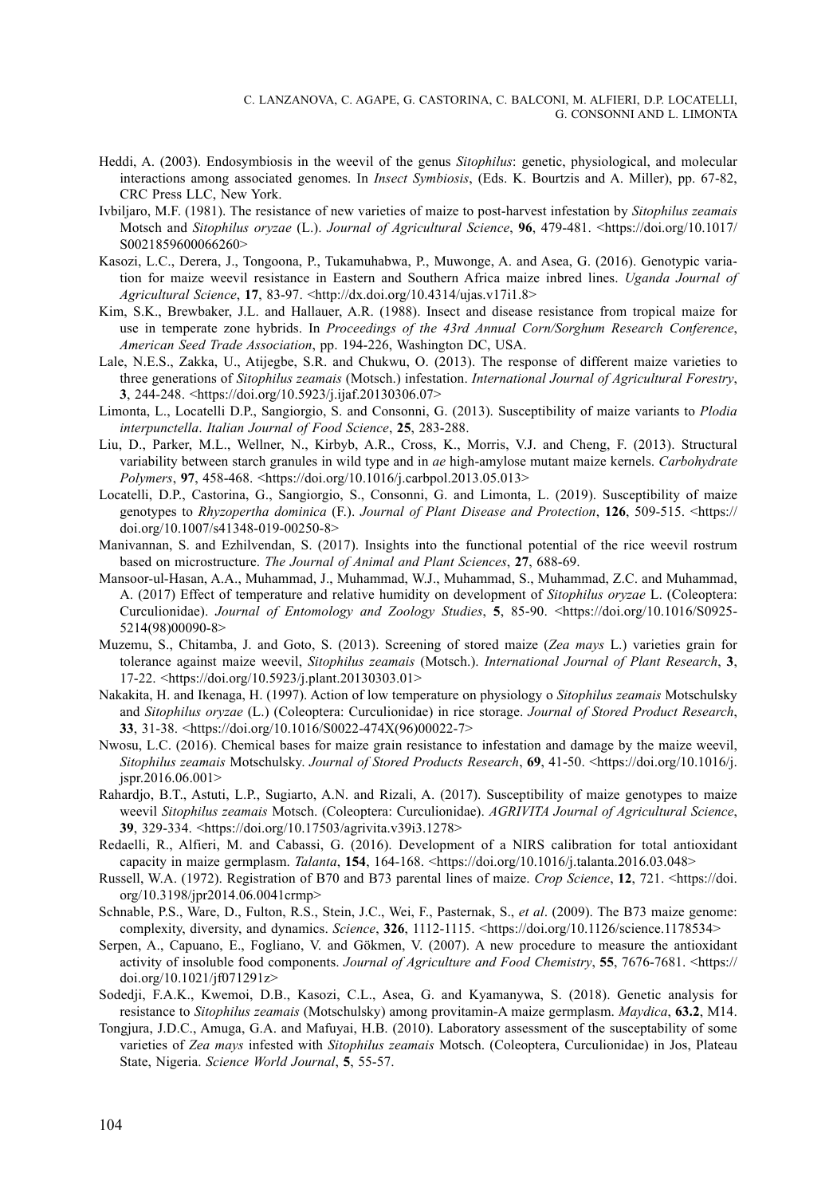Heddi, A. (2003). Endosymbiosis in the weevil of the genus *Sitophilus*: genetic, physiological, and molecular interactions among associated genomes. In *Insect Symbiosis*, (Eds. K. Bourtzis and A. Miller), pp. 67-82, CRC Press LLC, New York.

Ivbiljaro, M.F. (1981). The resistance of new varieties of maize to post-harvest infestation by *Sitophilus zeamais* Motsch and *Sitophilus oryzae* (L.). *Journal of Agricultural Science*, **96**, 479-481. <https://doi.org/10.1017/S0021859600066260>

Kasozi, L.C., Derera, J., Tongoona, P., Tukamuhabwa, P., Muwonge, A. and Asea, G. (2016). Genotypic variation for maize weevil resistance in Eastern and Southern Africa maize inbred lines. *Uganda Journal of Agricultural Science*, **17**, 83-97. <http://dx.doi.org/10.4314/ujas.v17i1.8>

Kim, S.K., Brewbaker, J.L. and Hallauer, A.R. (1988). Insect and disease resistance from tropical maize for use in temperate zone hybrids. In *Proceedings of the 43rd Annual Corn/Sorghum Research Conference*, *American Seed Trade Association*, pp. 194-226, Washington DC, USA.

Lale, N.E.S., Zakka, U., Atijegbe, S.R. and Chukwu, O. (2013). The response of different maize varieties to three generations of *Sitophilus zeamais* (Motsch.) infestation. *International Journal of Agricultural Forestry*, **3**, 244-248. <https://doi.org/10.5923/j.ijaf.20130306.07>

Limonta, L., Locatelli D.P., Sangiorgio, S. and Consonni, G. (2013). Susceptibility of maize variants to *Plodia interpunctella*. *Italian Journal of Food Science*, **25**, 283-288.

Liu, D., Parker, M.L., Wellner, N., Kirbyb, A.R., Cross, K., Morris, V.J. and Cheng, F. (2013). Structural variability between starch granules in wild type and in *ae* high-amylose mutant maize kernels. *Carbohydrate Polymers*, **97**, 458-468. <https://doi.org/10.1016/j.carbpol.2013.05.013>

Locatelli, D.P., Castorina, G., Sangiorgio, S., Consonni, G. and Limonta, L. (2019). Susceptibility of maize genotypes to *Rhyzopertha dominica* (F.). *Journal of Plant Disease and Protection*, **126**, 509-515. <https://doi.org/10.1007/s41348-019-00250-8>

Manivannan, S. and Ezhilvendan, S. (2017). Insights into the functional potential of the rice weevil rostrum based on microstructure. *The Journal of Animal and Plant Sciences*, **27**, 688-69.

Mansoor-ul-Hasan, A.A., Muhammad, J., Muhammad, W.J., Muhammad, S., Muhammad, Z.C. and Muhammad, A. (2017) Effect of temperature and relative humidity on development of *Sitophilus oryzae* L. (Coleoptera: Curculionidae). *Journal of Entomology and Zoology Studies*, **5**, 85-90. <https://doi.org/10.1016/S0925-5214(98)00090-8>

Muzemu, S., Chitamba, J. and Goto, S. (2013). Screening of stored maize (*Zea mays* L.) varieties grain for tolerance against maize weevil, *Sitophilus zeamais* (Motsch.). *International Journal of Plant Research*, **3**, 17-22. <https://doi.org/10.5923/j.plant.20130303.01>

Nakakita, H. and Ikenaga, H. (1997). Action of low temperature on physiology o *Sitophilus zeamais* Motschulsky and *Sitophilus oryzae* (L.) (Coleoptera: Curculionidae) in rice storage. *Journal of Stored Product Research*, **33**, 31-38. <https://doi.org/10.1016/S0022-474X(96)00022-7>

Nwosu, L.C. (2016). Chemical bases for maize grain resistance to infestation and damage by the maize weevil, *Sitophilus zeamais* Motschulsky. *Journal of Stored Products Research*, **69**, 41-50. <https://doi.org/10.1016/j.jspr.2016.06.001>

Rahardjo, B.T., Astuti, L.P., Sugiarto, A.N. and Rizali, A. (2017). Susceptibility of maize genotypes to maize weevil *Sitophilus zeamais* Motsch. (Coleoptera: Curculionidae). *AGRIVITA Journal of Agricultural Science*, **39**, 329-334. <https://doi.org/10.17503/agrivita.v39i3.1278>

Redaelli, R., Alfieri, M. and Cabassi, G. (2016). Development of a NIRS calibration for total antioxidant capacity in maize germplasm. *Talanta*, **154**, 164-168. <https://doi.org/10.1016/j.talanta.2016.03.048>

Russell, W.A. (1972). Registration of B70 and B73 parental lines of maize. *Crop Science*, **12**, 721. <https://doi.org/10.3198/jpr2014.06.0041crmp>

Schnable, P.S., Ware, D., Fulton, R.S., Stein, J.C., Wei, F., Pasternak, S., *et al*. (2009). The B73 maize genome: complexity, diversity, and dynamics. *Science*, **326**, 1112-1115. <https://doi.org/10.1126/science.1178534>

Serpen, A., Capuano, E., Fogliano, V. and Gökmen, V. (2007). A new procedure to measure the antioxidant activity of insoluble food components. *Journal of Agriculture and Food Chemistry*, **55**, 7676-7681. <https://doi.org/10.1021/jf071291z>

Sodedji, F.A.K., Kwemoi, D.B., Kasozi, C.L., Asea, G. and Kyamanywa, S. (2018). Genetic analysis for resistance to *Sitophilus zeamais* (Motschulsky) among provitamin-A maize germplasm. *Maydica*, **63.2**, M14.

Tongjura, J.D.C., Amuga, G.A. and Mafuyai, H.B. (2010). Laboratory assessment of the susceptability of some varieties of *Zea mays* infested with *Sitophilus zeamais* Motsch. (Coleoptera, Curculionidae) in Jos, Plateau State, Nigeria. *Science World Journal*, **5**, 55-57.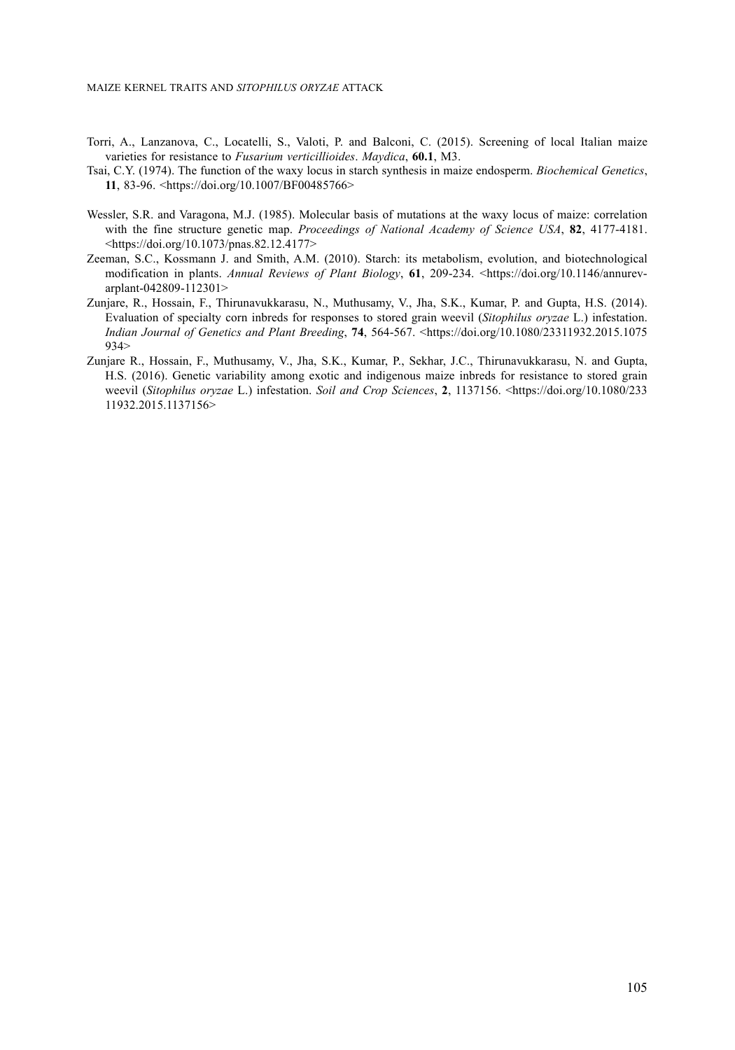Torri, A., Lanzanova, C., Locatelli, S., Valoti, P. and Balconi, C. (2015). Screening of local Italian maize varieties for resistance to *Fusarium verticillioides*. *Maydica*, **60.1**, M3.

Tsai, C.Y. (1974). The function of the waxy locus in starch synthesis in maize endosperm. *Biochemical Genetics*, **11**, 83-96. <https://doi.org/10.1007/BF00485766>

Wessler, S.R. and Varagona, M.J. (1985). Molecular basis of mutations at the waxy locus of maize: correlation with the fine structure genetic map. *Proceedings of National Academy of Science USA*, **82**, 4177-4181. <https://doi.org/10.1073/pnas.82.12.4177>

Zeeman, S.C., Kossmann J. and Smith, A.M. (2010). Starch: its metabolism, evolution, and biotechnological modification in plants. *Annual Reviews of Plant Biology*, **61**, 209-234. <https://doi.org/10.1146/annurev-arplant-042809-112301>

Zunjare, R., Hossain, F., Thirunavukkarasu, N., Muthusamy, V., Jha, S.K., Kumar, P. and Gupta, H.S. (2014). Evaluation of specialty corn inbreds for responses to stored grain weevil (*Sitophilus oryzae* L.) infestation. *Indian Journal of Genetics and Plant Breeding*, **74**, 564-567. <https://doi.org/10.1080/23311932.2015.1075934>

Zunjare R., Hossain, F., Muthusamy, V., Jha, S.K., Kumar, P., Sekhar, J.C., Thirunavukkarasu, N. and Gupta, H.S. (2016). Genetic variability among exotic and indigenous maize inbreds for resistance to stored grain weevil (*Sitophilus oryzae* L.) infestation. *Soil and Crop Sciences*, **2**, 1137156. <https://doi.org/10.1080/23311932.2015.1137156>